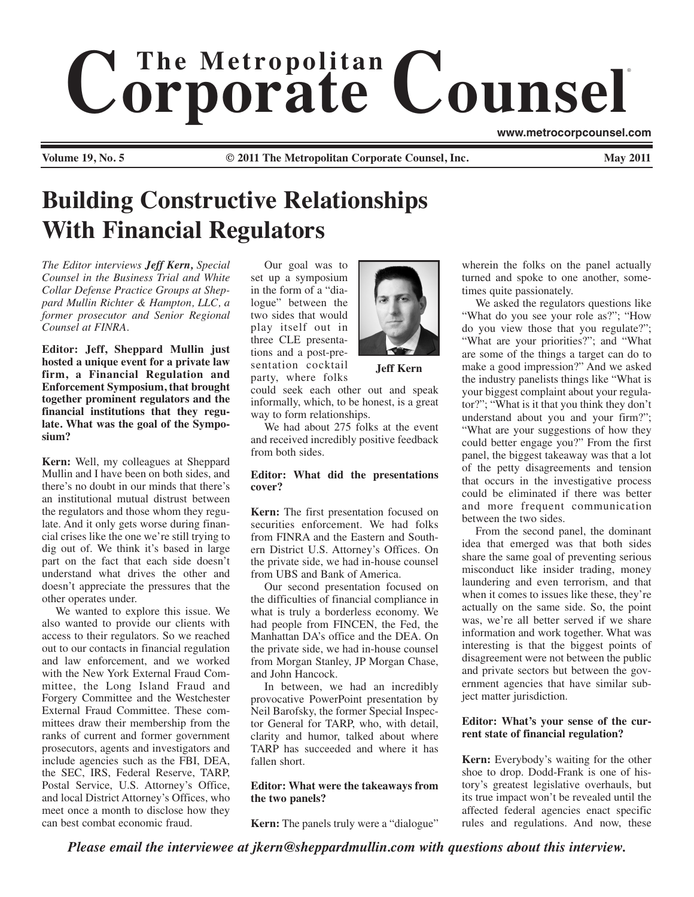# The Metropolitan Corporate Counsel

www.metrocorpcounsel.com

Volume 19, No. 5 | © 2011 The Metropolitan Corporate Counsel, Inc. | May 2011

## Building Constructive Relationships With Financial Regulators

*The Editor interviews **Jeff Kern**, Special Counsel in the Business Trial and White Collar Defense Practice Groups at Sheppard Mullin Richter & Hampton, LLC, a former prosecutor and Senior Regional Counsel at FINRA.*

**Editor: Jeff, Sheppard Mullin just hosted a unique event for a private law firm, a Financial Regulation and Enforcement Symposium, that brought together prominent regulators and the financial institutions that they regulate. What was the goal of the Symposium?**

**Kern:** Well, my colleagues at Sheppard Mullin and I have been on both sides, and there's no doubt in our minds that there's an institutional mutual distrust between the regulators and those whom they regulate. And it only gets worse during financial crises like the one we're still trying to dig out of. We think it's based in large part on the fact that each side doesn't understand what drives the other and doesn't appreciate the pressures that the other operates under.

We wanted to explore this issue. We also wanted to provide our clients with access to their regulators. So we reached out to our contacts in financial regulation and law enforcement, and we worked with the New York External Fraud Committee, the Long Island Fraud and Forgery Committee and the Westchester External Fraud Committee. These committees draw their membership from the ranks of current and former government prosecutors, agents and investigators and include agencies such as the FBI, DEA, the SEC, IRS, Federal Reserve, TARP, Postal Service, U.S. Attorney's Office, and local District Attorney's Offices, who meet once a month to disclose how they can best combat economic fraud.

Our goal was to set up a symposium in the form of a "dialogue" between the two sides that would play itself out in three CLE presentations and a post-presentation cocktail party, where folks could seek each other out and speak informally, which, to be honest, is a great way to form relationships.

Jeff Kern

We had about 275 folks at the event and received incredibly positive feedback from both sides.

**Editor: What did the presentations cover?**

**Kern:** The first presentation focused on securities enforcement. We had folks from FINRA and the Eastern and Southern District U.S. Attorney's Offices. On the private side, we had in-house counsel from UBS and Bank of America.

Our second presentation focused on the difficulties of financial compliance in what is truly a borderless economy. We had people from FINCEN, the Fed, the Manhattan DA's office and the DEA. On the private side, we had in-house counsel from Morgan Stanley, JP Morgan Chase, and John Hancock.

In between, we had an incredibly provocative PowerPoint presentation by Neil Barofsky, the former Special Inspector General for TARP, who, with detail, clarity and humor, talked about where TARP has succeeded and where it has fallen short.

**Editor: What were the takeaways from the two panels?**

**Kern:** The panels truly were a "dialogue" wherein the folks on the panel actually turned and spoke to one another, sometimes quite passionately.

We asked the regulators questions like "What do you see your role as?"; "How do you view those that you regulate?"; "What are your priorities?"; and "What are some of the things a target can do to make a good impression?" And we asked the industry panelists things like "What is your biggest complaint about your regulator?"; "What is it that you think they don't understand about you and your firm?"; "What are your suggestions of how they could better engage you?" From the first panel, the biggest takeaway was that a lot of the petty disagreements and tension that occurs in the investigative process could be eliminated if there was better and more frequent communication between the two sides.

From the second panel, the dominant idea that emerged was that both sides share the same goal of preventing serious misconduct like insider trading, money laundering and even terrorism, and that when it comes to issues like these, they're actually on the same side. So, the point was, we're all better served if we share information and work together. What was interesting is that the biggest points of disagreement were not between the public and private sectors but between the government agencies that have similar subject matter jurisdiction.

**Editor: What's your sense of the current state of financial regulation?**

**Kern:** Everybody's waiting for the other shoe to drop. Dodd-Frank is one of history's greatest legislative overhauls, but its true impact won't be revealed until the affected federal agencies enact specific rules and regulations. And now, these

*Please email the interviewee at jkern@sheppardmullin.com with questions about this interview.*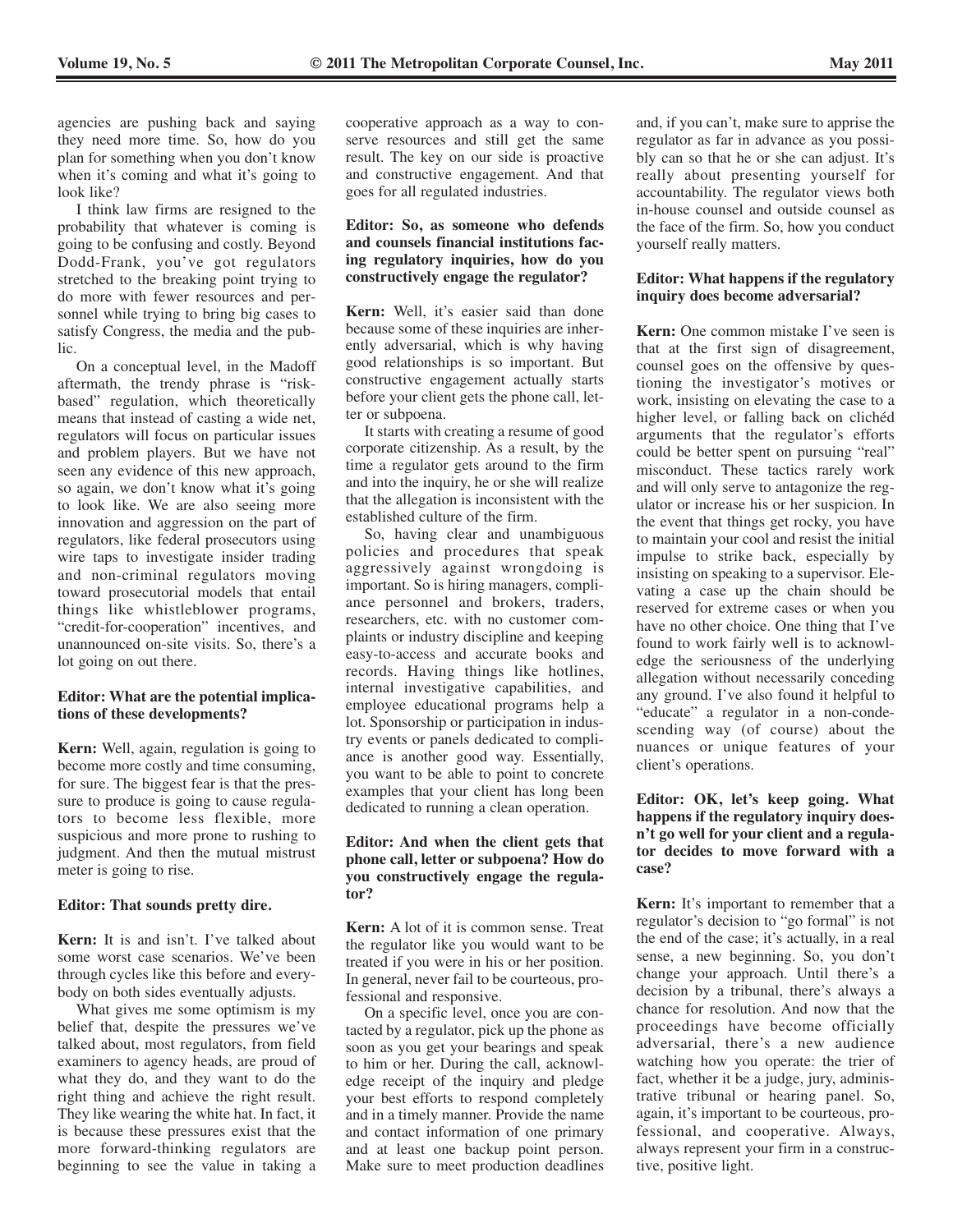agencies are pushing back and saying they need more time. So, how do you plan for something when you don't know when it's coming and what it's going to look like?

I think law firms are resigned to the probability that whatever is coming is going to be confusing and costly. Beyond Dodd-Frank, you've got regulators stretched to the breaking point trying to do more with fewer resources and personnel while trying to bring big cases to satisfy Congress, the media and the public.

On a conceptual level, in the Madoff aftermath, the trendy phrase is "risk-based" regulation, which theoretically means that instead of casting a wide net, regulators will focus on particular issues and problem players. But we have not seen any evidence of this new approach, so again, we don't know what it's going to look like. We are also seeing more innovation and aggression on the part of regulators, like federal prosecutors using wire taps to investigate insider trading and non-criminal regulators moving toward prosecutorial models that entail things like whistleblower programs, "credit-for-cooperation" incentives, and unannounced on-site visits. So, there's a lot going on out there.

**Editor: What are the potential implications of these developments?**

**Kern:** Well, again, regulation is going to become more costly and time consuming, for sure. The biggest fear is that the pressure to produce is going to cause regulators to become less flexible, more suspicious and more prone to rushing to judgment. And then the mutual mistrust meter is going to rise.

**Editor: That sounds pretty dire.**

**Kern:** It is and isn't. I've talked about some worst case scenarios. We've been through cycles like this before and everybody on both sides eventually adjusts.

What gives me some optimism is my belief that, despite the pressures we've talked about, most regulators, from field examiners to agency heads, are proud of what they do, and they want to do the right thing and achieve the right result. They like wearing the white hat. In fact, it is because these pressures exist that the more forward-thinking regulators are beginning to see the value in taking a cooperative approach as a way to conserve resources and still get the same result. The key on our side is proactive and constructive engagement. And that goes for all regulated industries.

**Editor: So, as someone who defends and counsels financial institutions facing regulatory inquiries, how do you constructively engage the regulator?**

**Kern:** Well, it's easier said than done because some of these inquiries are inherently adversarial, which is why having good relationships is so important. But constructive engagement actually starts before your client gets the phone call, letter or subpoena.

It starts with creating a resume of good corporate citizenship. As a result, by the time a regulator gets around to the firm and into the inquiry, he or she will realize that the allegation is inconsistent with the established culture of the firm.

So, having clear and unambiguous policies and procedures that speak aggressively against wrongdoing is important. So is hiring managers, compliance personnel and brokers, traders, researchers, etc. with no customer complaints or industry discipline and keeping easy-to-access and accurate books and records. Having things like hotlines, internal investigative capabilities, and employee educational programs help a lot. Sponsorship or participation in industry events or panels dedicated to compliance is another good way. Essentially, you want to be able to point to concrete examples that your client has long been dedicated to running a clean operation.

**Editor: And when the client gets that phone call, letter or subpoena? How do you constructively engage the regulator?**

**Kern:** A lot of it is common sense. Treat the regulator like you would want to be treated if you were in his or her position. In general, never fail to be courteous, professional and responsive.

On a specific level, once you are contacted by a regulator, pick up the phone as soon as you get your bearings and speak to him or her. During the call, acknowledge receipt of the inquiry and pledge your best efforts to respond completely and in a timely manner. Provide the name and contact information of one primary and at least one backup point person. Make sure to meet production deadlines and, if you can't, make sure to apprise the regulator as far in advance as you possibly can so that he or she can adjust. It's really about presenting yourself for accountability. The regulator views both in-house counsel and outside counsel as the face of the firm. So, how you conduct yourself really matters.

**Editor: What happens if the regulatory inquiry does become adversarial?**

**Kern:** One common mistake I've seen is that at the first sign of disagreement, counsel goes on the offensive by questioning the investigator's motives or work, insisting on elevating the case to a higher level, or falling back on clichéd arguments that the regulator's efforts could be better spent on pursuing "real" misconduct. These tactics rarely work and will only serve to antagonize the regulator or increase his or her suspicion. In the event that things get rocky, you have to maintain your cool and resist the initial impulse to strike back, especially by insisting on speaking to a supervisor. Elevating a case up the chain should be reserved for extreme cases or when you have no other choice. One thing that I've found to work fairly well is to acknowledge the seriousness of the underlying allegation without necessarily conceding any ground. I've also found it helpful to "educate" a regulator in a non-condescending way (of course) about the nuances or unique features of your client's operations.

**Editor: OK, let's keep going. What happens if the regulatory inquiry doesn't go well for your client and a regulator decides to move forward with a case?**

**Kern:** It's important to remember that a regulator's decision to "go formal" is not the end of the case; it's actually, in a real sense, a new beginning. So, you don't change your approach. Until there's a decision by a tribunal, there's always a chance for resolution. And now that the proceedings have become officially adversarial, there's a new audience watching how you operate: the trier of fact, whether it be a judge, jury, administrative tribunal or hearing panel. So, again, it's important to be courteous, professional, and cooperative. Always, always represent your firm in a constructive, positive light.